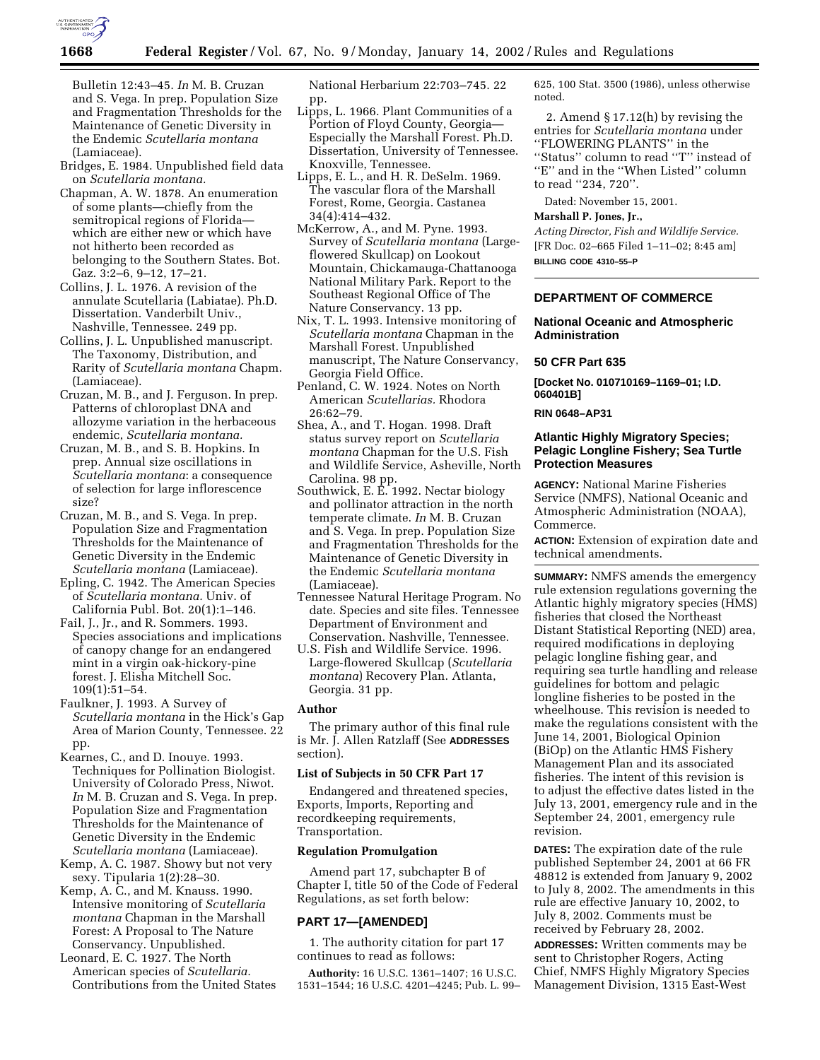Bulletin 12:43–45. *In* M. B. Cruzan and S. Vega. In prep. Population Size and Fragmentation Thresholds for the Maintenance of Genetic Diversity in the Endemic *Scutellaria montana* (Lamiaceae).

Bridges, E. 1984. Unpublished field data on *Scutellaria montana.*

Chapman, A. W. 1878. An enumeration of some plants—chiefly from the semitropical regions of Florida—which are either new or which have not hitherto been recorded as belonging to the Southern States. Bot. Gaz. 3:2–6, 9–12, 17–21.

Collins, J. L. 1976. A revision of the annulate Scutellaria (Labiatae). Ph.D. Dissertation. Vanderbilt Univ., Nashville, Tennessee. 249 pp.

Collins, J. L. Unpublished manuscript. The Taxonomy, Distribution, and Rarity of *Scutellaria montana* Chapm. (Lamiaceae).

Cruzan, M. B., and J. Ferguson. In prep. Patterns of chloroplast DNA and allozyme variation in the herbaceous endemic, *Scutellaria montana.*

Cruzan, M. B., and S. B. Hopkins. In prep. Annual size oscillations in *Scutellaria montana*: a consequence of selection for large inflorescence size?

Cruzan, M. B., and S. Vega. In prep. Population Size and Fragmentation Thresholds for the Maintenance of Genetic Diversity in the Endemic *Scutellaria montana* (Lamiaceae).

Epling, C. 1942. The American Species of *Scutellaria montana.* Univ. of California Publ. Bot. 20(1):1–146.

Fail, J., Jr., and R. Sommers. 1993. Species associations and implications of canopy change for an endangered mint in a virgin oak-hickory-pine forest. J. Elisha Mitchell Soc. 109(1):51–54.

Faulkner, J. 1993. A Survey of *Scutellaria montana* in the Hick's Gap Area of Marion County, Tennessee. 22 pp.

Kearnes, C., and D. Inouye. 1993. Techniques for Pollination Biologist. University of Colorado Press, Niwot. *In* M. B. Cruzan and S. Vega. In prep. Population Size and Fragmentation Thresholds for the Maintenance of Genetic Diversity in the Endemic *Scutellaria montana* (Lamiaceae).

Kemp, A. C. 1987. Showy but not very sexy. Tipularia 1(2):28–30.

Kemp, A. C., and M. Knauss. 1990. Intensive monitoring of *Scutellaria montana* Chapman in the Marshall Forest: A Proposal to The Nature Conservancy. Unpublished.

Leonard, E. C. 1927. The North American species of *Scutellaria.* Contributions from the United States National Herbarium 22:703–745. 22 pp.

Lipps, L. 1966. Plant Communities of a Portion of Floyd County, Georgia—Especially the Marshall Forest. Ph.D. Dissertation, University of Tennessee. Knoxville, Tennessee.

Lipps, E. L., and H. R. DeSelm. 1969. The vascular flora of the Marshall Forest, Rome, Georgia. Castanea 34(4):414–432.

McKerrow, A., and M. Pyne. 1993. Survey of *Scutellaria montana* (Large-flowered Skullcap) on Lookout Mountain, Chickamauga-Chattanooga National Military Park. Report to the Southeast Regional Office of The Nature Conservancy. 13 pp.

Nix, T. L. 1993. Intensive monitoring of *Scutellaria montana* Chapman in the Marshall Forest. Unpublished manuscript, The Nature Conservancy, Georgia Field Office.

Penland, C. W. 1924. Notes on North American *Scutellarias.* Rhodora 26:62–79.

Shea, A., and T. Hogan. 1998. Draft status survey report on *Scutellaria montana* Chapman for the U.S. Fish and Wildlife Service, Asheville, North Carolina. 98 pp.

Southwick, E. E. 1992. Nectar biology and pollinator attraction in the north temperate climate. *In* M. B. Cruzan and S. Vega. In prep. Population Size and Fragmentation Thresholds for the Maintenance of Genetic Diversity in the Endemic *Scutellaria montana* (Lamiaceae).

Tennessee Natural Heritage Program. No date. Species and site files. Tennessee Department of Environment and Conservation. Nashville, Tennessee.

U.S. Fish and Wildlife Service. 1996. Large-flowered Skullcap (*Scutellaria montana*) Recovery Plan. Atlanta, Georgia. 31 pp.

### Author

The primary author of this final rule is Mr. J. Allen Ratzlaff (See **ADDRESSES** section).

### List of Subjects in 50 CFR Part 17

Endangered and threatened species, Exports, Imports, Reporting and recordkeeping requirements, Transportation.

### Regulation Promulgation

Amend part 17, subchapter B of Chapter I, title 50 of the Code of Federal Regulations, as set forth below:

## PART 17—[AMENDED]

1. The authority citation for part 17 continues to read as follows:

**Authority:** 16 U.S.C. 1361–1407; 16 U.S.C. 1531–1544; 16 U.S.C. 4201–4245; Pub. L. 99–625, 100 Stat. 3500 (1986), unless otherwise noted.

2. Amend § 17.12(h) by revising the entries for *Scutellaria montana* under ''FLOWERING PLANTS'' in the ''Status'' column to read ''T'' instead of ''E'' and in the ''When Listed'' column to read ''234, 720''.

Dated: November 15, 2001.

**Marshall P. Jones, Jr.,**

*Acting Director, Fish and Wildlife Service.*

[FR Doc. 02–665 Filed 1–11–02; 8:45 am]

**BILLING CODE 4310–55–P**

---

## DEPARTMENT OF COMMERCE

## National Oceanic and Atmospheric Administration

## 50 CFR Part 635

**[Docket No. 010710169–1169–01; I.D. 060401B]**

**RIN 0648–AP31**

## Atlantic Highly Migratory Species; Pelagic Longline Fishery; Sea Turtle Protection Measures

**AGENCY:** National Marine Fisheries Service (NMFS), National Oceanic and Atmospheric Administration (NOAA), Commerce.

**ACTION:** Extension of expiration date and technical amendments.

**SUMMARY:** NMFS amends the emergency rule extension regulations governing the Atlantic highly migratory species (HMS) fisheries that closed the Northeast Distant Statistical Reporting (NED) area, required modifications in deploying pelagic longline fishing gear, and requiring sea turtle handling and release guidelines for bottom and pelagic longline fisheries to be posted in the wheelhouse. This revision is needed to make the regulations consistent with the June 14, 2001, Biological Opinion (BiOp) on the Atlantic HMS Fishery Management Plan and its associated fisheries. The intent of this revision is to adjust the effective dates listed in the July 13, 2001, emergency rule and in the September 24, 2001, emergency rule revision.

**DATES:** The expiration date of the rule published September 24, 2001 at 66 FR 48812 is extended from January 9, 2002 to July 8, 2002. The amendments in this rule are effective January 10, 2002, to July 8, 2002. Comments must be received by February 28, 2002.

**ADDRESSES:** Written comments may be sent to Christopher Rogers, Acting Chief, NMFS Highly Migratory Species Management Division, 1315 East-West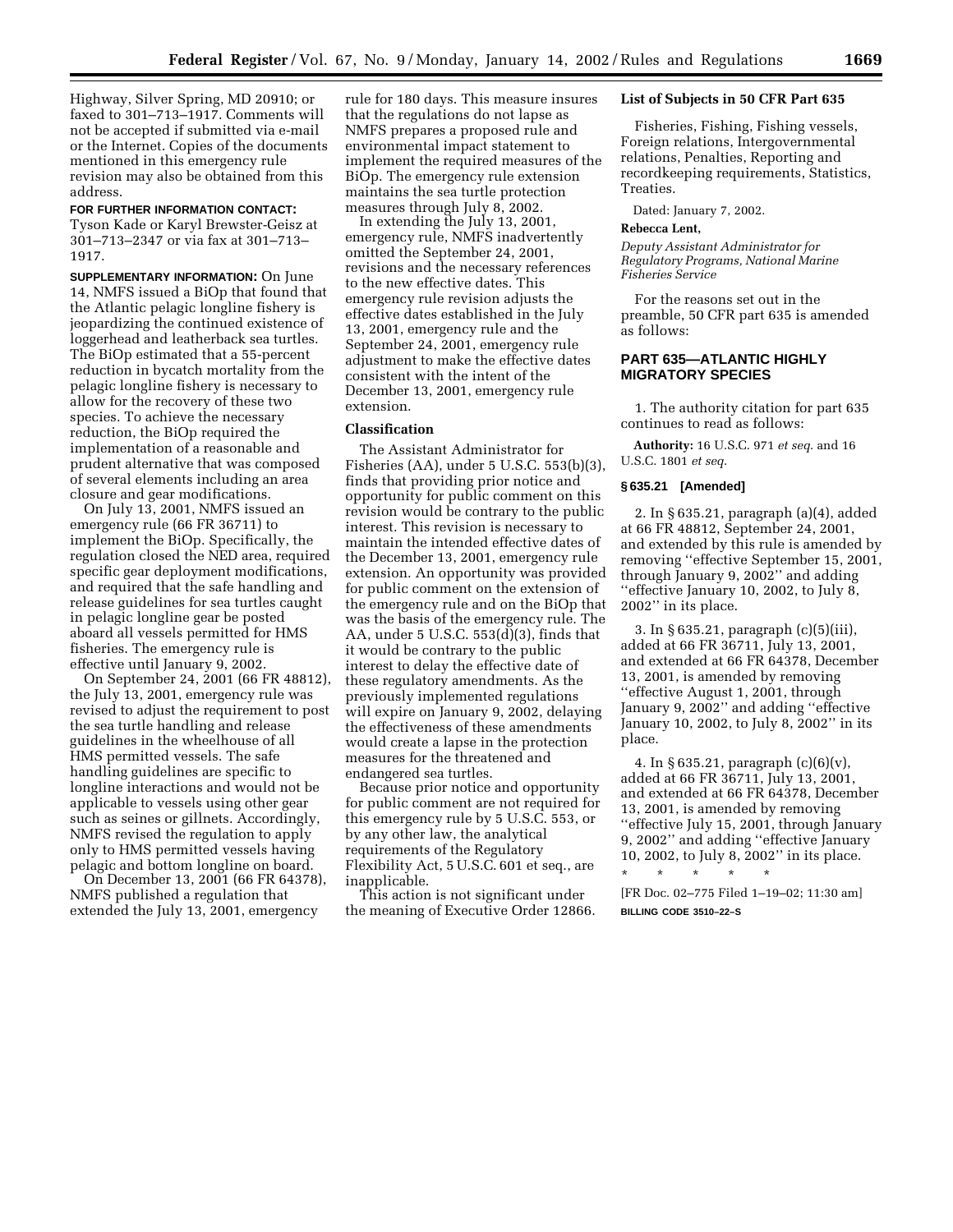Highway, Silver Spring, MD 20910; or faxed to 301–713–1917. Comments will not be accepted if submitted via e-mail or the Internet. Copies of the documents mentioned in this emergency rule revision may also be obtained from this address.

**FOR FURTHER INFORMATION CONTACT:** Tyson Kade or Karyl Brewster-Geisz at 301–713–2347 or via fax at 301–713–1917.

**SUPPLEMENTARY INFORMATION:** On June 14, NMFS issued a BiOp that found that the Atlantic pelagic longline fishery is jeopardizing the continued existence of loggerhead and leatherback sea turtles. The BiOp estimated that a 55-percent reduction in bycatch mortality from the pelagic longline fishery is necessary to allow for the recovery of these two species. To achieve the necessary reduction, the BiOp required the implementation of a reasonable and prudent alternative that was composed of several elements including an area closure and gear modifications.

On July 13, 2001, NMFS issued an emergency rule (66 FR 36711) to implement the BiOp. Specifically, the regulation closed the NED area, required specific gear deployment modifications, and required that the safe handling and release guidelines for sea turtles caught in pelagic longline gear be posted aboard all vessels permitted for HMS fisheries. The emergency rule is effective until January 9, 2002.

On September 24, 2001 (66 FR 48812), the July 13, 2001, emergency rule was revised to adjust the requirement to post the sea turtle handling and release guidelines in the wheelhouse of all HMS permitted vessels. The safe handling guidelines are specific to longline interactions and would not be applicable to vessels using other gear such as seines or gillnets. Accordingly, NMFS revised the regulation to apply only to HMS permitted vessels having pelagic and bottom longline on board.

On December 13, 2001 (66 FR 64378), NMFS published a regulation that extended the July 13, 2001, emergency rule for 180 days. This measure insures that the regulations do not lapse as NMFS prepares a proposed rule and environmental impact statement to implement the required measures of the BiOp. The emergency rule extension maintains the sea turtle protection measures through July 8, 2002.

In extending the July 13, 2001, emergency rule, NMFS inadvertently omitted the September 24, 2001, revisions and the necessary references to the new effective dates. This emergency rule revision adjusts the effective dates established in the July 13, 2001, emergency rule and the September 24, 2001, emergency rule adjustment to make the effective dates consistent with the intent of the December 13, 2001, emergency rule extension.

## Classification

The Assistant Administrator for Fisheries (AA), under 5 U.S.C. 553(b)(3), finds that providing prior notice and opportunity for public comment on this revision would be contrary to the public interest. This revision is necessary to maintain the intended effective dates of the December 13, 2001, emergency rule extension. An opportunity was provided for public comment on the extension of the emergency rule and on the BiOp that was the basis of the emergency rule. The AA, under 5 U.S.C. 553(d)(3), finds that it would be contrary to the public interest to delay the effective date of these regulatory amendments. As the previously implemented regulations will expire on January 9, 2002, delaying the effectiveness of these amendments would create a lapse in the protection measures for the threatened and endangered sea turtles.

Because prior notice and opportunity for public comment are not required for this emergency rule by 5 U.S.C. 553, or by any other law, the analytical requirements of the Regulatory Flexibility Act, 5 U.S.C. 601 et seq., are inapplicable.

This action is not significant under the meaning of Executive Order 12866.

## List of Subjects in 50 CFR Part 635

Fisheries, Fishing, Fishing vessels, Foreign relations, Intergovernmental relations, Penalties, Reporting and recordkeeping requirements, Statistics, Treaties.

Dated: January 7, 2002.

**Rebecca Lent,**

*Deputy Assistant Administrator for Regulatory Programs, National Marine Fisheries Service*

For the reasons set out in the preamble, 50 CFR part 635 is amended as follows:

## PART 635—ATLANTIC HIGHLY MIGRATORY SPECIES

1. The authority citation for part 635 continues to read as follows:

**Authority:** 16 U.S.C. 971 *et seq.* and 16 U.S.C. 1801 *et seq.*

### § 635.21 [Amended]

2. In § 635.21, paragraph (a)(4), added at 66 FR 48812, September 24, 2001, and extended by this rule is amended by removing ''effective September 15, 2001, through January 9, 2002'' and adding ''effective January 10, 2002, to July 8, 2002'' in its place.

3. In § 635.21, paragraph (c)(5)(iii), added at 66 FR 36711, July 13, 2001, and extended at 66 FR 64378, December 13, 2001, is amended by removing ''effective August 1, 2001, through January 9, 2002'' and adding ''effective January 10, 2002, to July 8, 2002'' in its place.

4. In § 635.21, paragraph (c)(6)(v), added at 66 FR 36711, July 13, 2001, and extended at 66 FR 64378, December 13, 2001, is amended by removing ''effective July 15, 2001, through January 9, 2002'' and adding ''effective January 10, 2002, to July 8, 2002'' in its place.

\* \* \* \* \*

[FR Doc. 02–775 Filed 1–19–02; 11:30 am]

BILLING CODE 3510–22–S